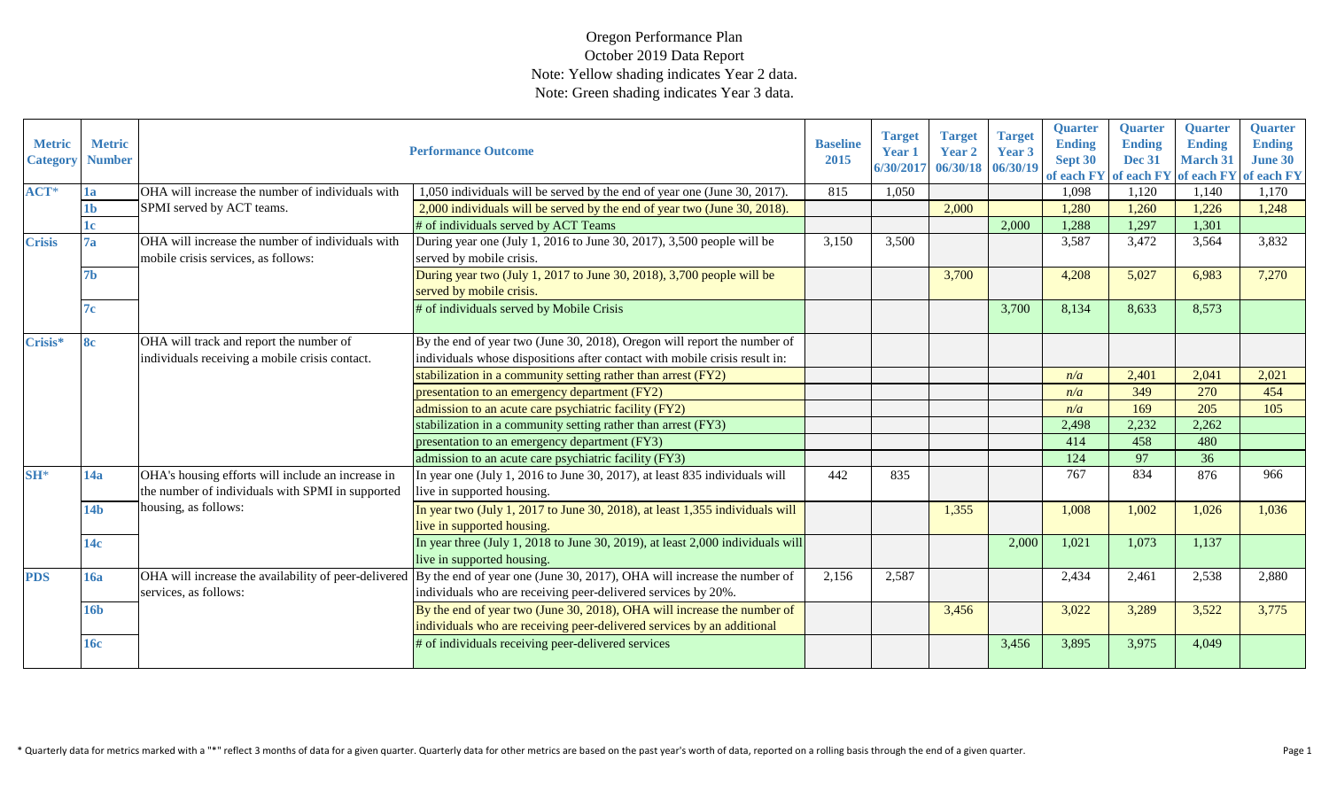# Oregon Performance Plan

October 2019 Data Report

Note: Yellow shading indicates Year 2 data.

Note: Green shading indicates Year 3 data.

| Metric Category | Metric Number | Performance Outcome | | Baseline 2015 | Target Year 1 6/30/2017 | Target Year 2 06/30/18 | Target Year 3 06/30/19 | Quarter Ending Sept 30 of each FY | Quarter Ending Dec 31 of each FY | Quarter Ending March 31 of each FY | Quarter Ending June 30 of each FY |
|---|---|---|---|---|---|---|---|---|---|---|---|
| ACT* | 1a | OHA will increase the number of individuals with SPMI served by ACT teams. | 1,050 individuals will be served by the end of year one (June 30, 2017). | 815 | 1,050 | | | 1,098 | 1,120 | 1,140 | 1,170 |
| | 1b | | 2,000 individuals will be served by the end of year two (June 30, 2018). | | | 2,000 | | 1,280 | 1,260 | 1,226 | 1,248 |
| | 1c | | # of individuals served by ACT Teams | | | | 2,000 | 1,288 | 1,297 | 1,301 | |
| Crisis | 7a | OHA will increase the number of individuals with mobile crisis services, as follows: | During year one (July 1, 2016 to June 30, 2017), 3,500 people will be served by mobile crisis. | 3,150 | 3,500 | | | 3,587 | 3,472 | 3,564 | 3,832 |
| | 7b | | During year two (July 1, 2017 to June 30, 2018), 3,700 people will be served by mobile crisis. | | | 3,700 | | 4,208 | 5,027 | 6,983 | 7,270 |
| | 7c | | # of individuals served by Mobile Crisis | | | | 3,700 | 8,134 | 8,633 | 8,573 | |
| Crisis* | 8c | OHA will track and report the number of individuals receiving a mobile crisis contact. | By the end of year two (June 30, 2018), Oregon will report the number of individuals whose dispositions after contact with mobile crisis result in: | | | | | | | | |
| | | | stabilization in a community setting rather than arrest (FY2) | | | | | *n/a* | 2,401 | 2,041 | 2,021 |
| | | | presentation to an emergency department (FY2) | | | | | *n/a* | 349 | 270 | 454 |
| | | | admission to an acute care psychiatric facility (FY2) | | | | | *n/a* | 169 | 205 | 105 |
| | | | stabilization in a community setting rather than arrest (FY3) | | | | | 2,498 | 2,232 | 2,262 | |
| | | | presentation to an emergency department (FY3) | | | | | 414 | 458 | 480 | |
| | | | admission to an acute care psychiatric facility (FY3) | | | | | 124 | 97 | 36 | |
| SH* | 14a | OHA's housing efforts will include an increase in the number of individuals with SPMI in supported housing, as follows: | In year one (July 1, 2016 to June 30, 2017), at least 835 individuals will live in supported housing. | 442 | 835 | | | 767 | 834 | 876 | 966 |
| | 14b | | In year two (July 1, 2017 to June 30, 2018), at least 1,355 individuals will live in supported housing. | | | 1,355 | | 1,008 | 1,002 | 1,026 | 1,036 |
| | 14c | | In year three (July 1, 2018 to June 30, 2019), at least 2,000 individuals will live in supported housing. | | | | 2,000 | 1,021 | 1,073 | 1,137 | |
| PDS | 16a | OHA will increase the availability of peer-delivered services, as follows: | By the end of year one (June 30, 2017), OHA will increase the number of individuals who are receiving peer-delivered services by 20%. | 2,156 | 2,587 | | | 2,434 | 2,461 | 2,538 | 2,880 |
| | 16b | | By the end of year two (June 30, 2018), OHA will increase the number of individuals who are receiving peer-delivered services by an additional | | | 3,456 | | 3,022 | 3,289 | 3,522 | 3,775 |
| | 16c | | # of individuals receiving peer-delivered services | | | | 3,456 | 3,895 | 3,975 | 4,049 | |

\* Quarterly data for metrics marked with a "*" reflect 3 months of data for a given quarter. Quarterly data for other metrics are based on the past year's worth of data, reported on a rolling basis through the end of a given quarter.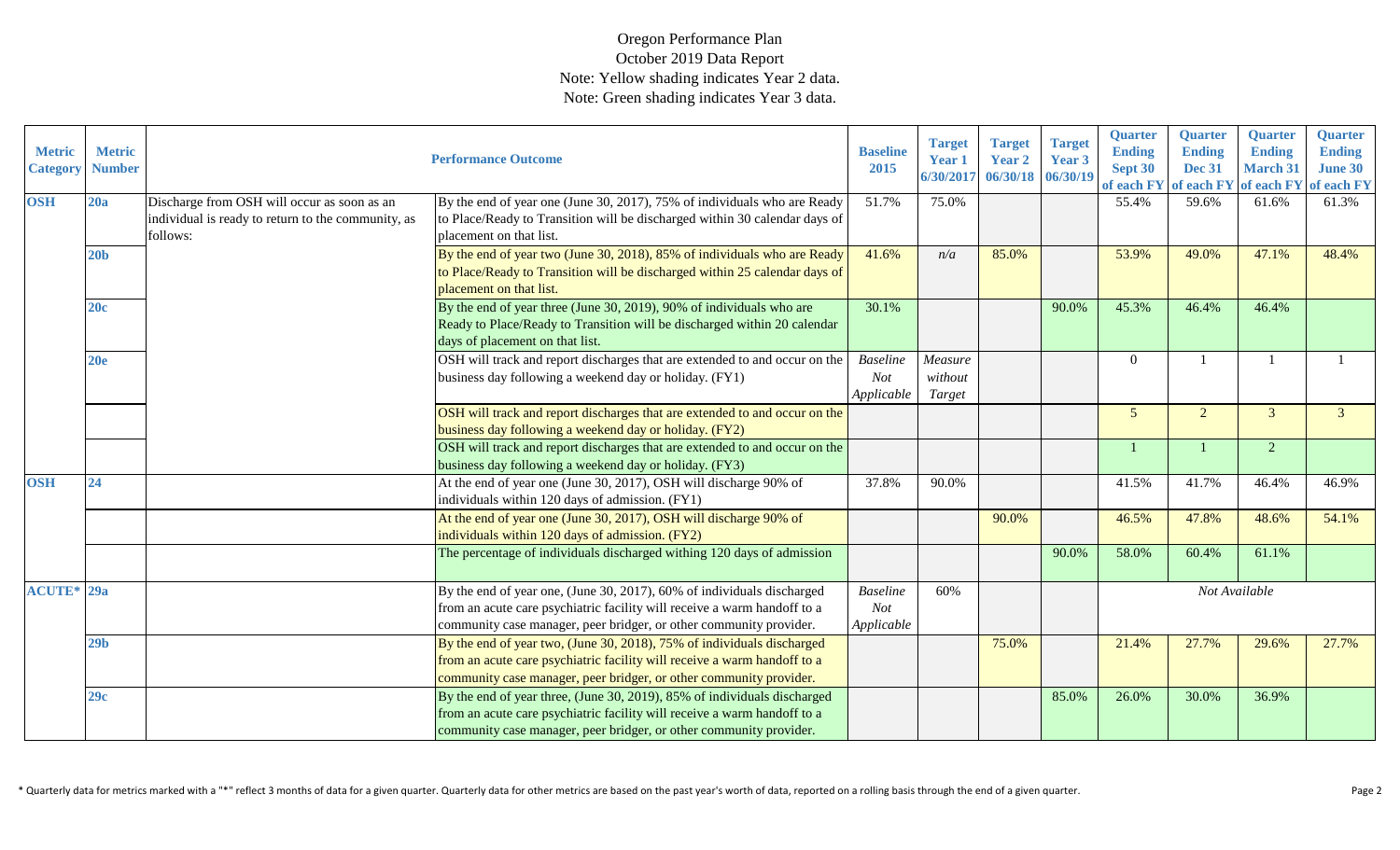# Oregon Performance Plan

October 2019 Data Report

Note: Yellow shading indicates Year 2 data.

Note: Green shading indicates Year 3 data.

| Metric Category | Metric Number | | Performance Outcome | Baseline 2015 | Target Year 1 6/30/2017 | Target Year 2 06/30/18 | Target Year 3 06/30/19 | Quarter Ending Sept 30 of each FY | Quarter Ending Dec 31 of each FY | Quarter Ending March 31 of each FY | Quarter Ending June 30 of each FY |
|---|---|---|---|---|---|---|---|---|---|---|---|
| **OSH** | **20a** | Discharge from OSH will occur as soon as an individual is ready to return to the community, as follows: | By the end of year one (June 30, 2017), 75% of individuals who are Ready to Place/Ready to Transition will be discharged within 30 calendar days of placement on that list. | 51.7% | 75.0% | | | 55.4% | 59.6% | 61.6% | 61.3% |
| | **20b** | | By the end of year two (June 30, 2018), 85% of individuals who are Ready to Place/Ready to Transition will be discharged within 25 calendar days of placement on that list. | 41.6% | *n/a* | 85.0% | | 53.9% | 49.0% | 47.1% | 48.4% |
| | **20c** | | By the end of year three (June 30, 2019), 90% of individuals who are Ready to Place/Ready to Transition will be discharged within 20 calendar days of placement on that list. | 30.1% | | | 90.0% | 45.3% | 46.4% | 46.4% | |
| | **20e** | | OSH will track and report discharges that are extended to and occur on the business day following a weekend day or holiday. (FY1) | *Baseline Not Applicable* | *Measure without Target* | | | 0 | 1 | 1 | 1 |
| | | | OSH will track and report discharges that are extended to and occur on the business day following a weekend day or holiday. (FY2) | | | | | 5 | 2 | 3 | 3 |
| | | | OSH will track and report discharges that are extended to and occur on the business day following a weekend day or holiday. (FY3) | | | | | 1 | 1 | 2 | |
| **OSH** | **24** | | At the end of year one (June 30, 2017), OSH will discharge 90% of individuals within 120 days of admission. (FY1) | 37.8% | 90.0% | | | 41.5% | 41.7% | 46.4% | 46.9% |
| | | | At the end of year one (June 30, 2017), OSH will discharge 90% of individuals within 120 days of admission. (FY2) | | | 90.0% | | 46.5% | 47.8% | 48.6% | 54.1% |
| | | | The percentage of individuals discharged withing 120 days of admission | | | | 90.0% | 58.0% | 60.4% | 61.1% | |
| **ACUTE*** | **29a** | | By the end of year one, (June 30, 2017), 60% of individuals discharged from an acute care psychiatric facility will receive a warm handoff to a community case manager, peer bridger, or other community provider. | *Baseline Not Applicable* | 60% | | | *Not Available* | | | |
| | **29b** | | By the end of year two, (June 30, 2018), 75% of individuals discharged from an acute care psychiatric facility will receive a warm handoff to a community case manager, peer bridger, or other community provider. | | | 75.0% | | 21.4% | 27.7% | 29.6% | 27.7% |
| | **29c** | | By the end of year three, (June 30, 2019), 85% of individuals discharged from an acute care psychiatric facility will receive a warm handoff to a community case manager, peer bridger, or other community provider. | | | | 85.0% | 26.0% | 30.0% | 36.9% | |

\* Quarterly data for metrics marked with a "*" reflect 3 months of data for a given quarter. Quarterly data for other metrics are based on the past year's worth of data, reported on a rolling basis through the end of a given quarter.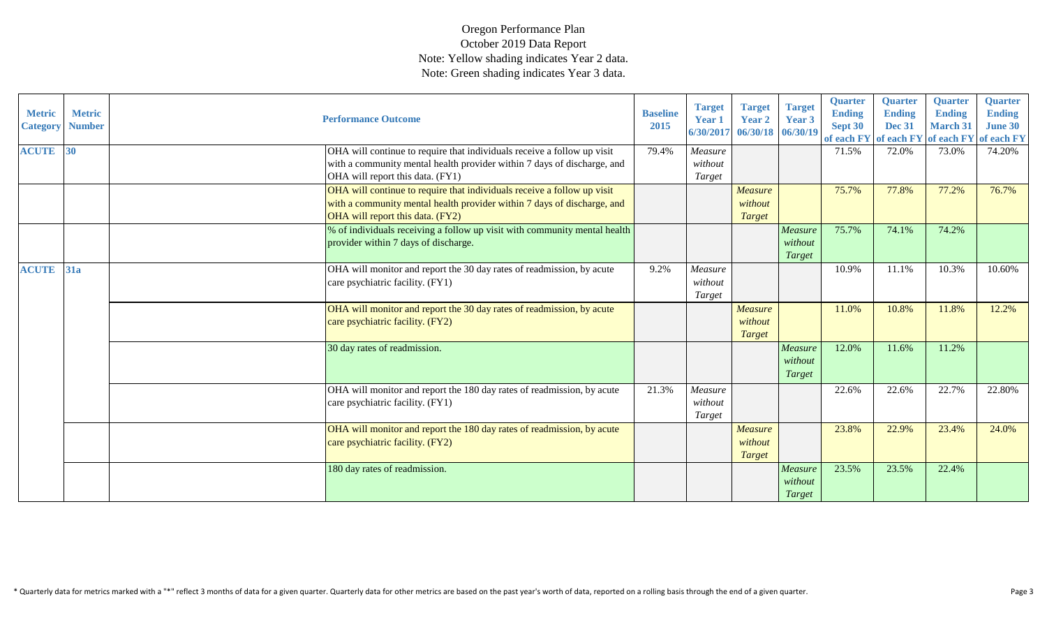Oregon Performance Plan
October 2019 Data Report
Note: Yellow shading indicates Year 2 data.
Note: Green shading indicates Year 3 data.

| Metric Category | Metric Number | | Performance Outcome | Baseline 2015 | Target Year 1 6/30/2017 | Target Year 2 06/30/18 | Target Year 3 06/30/19 | Quarter Ending Sept 30 of each FY | Quarter Ending Dec 31 of each FY | Quarter Ending March 31 of each FY | Quarter Ending June 30 of each FY |
|---|---|---|---|---|---|---|---|---|---|---|---|
| ACUTE | 30 | | OHA will continue to require that individuals receive a follow up visit with a community mental health provider within 7 days of discharge, and OHA will report this data. (FY1) | 79.4% | *Measure without Target* | | | 71.5% | 72.0% | 73.0% | 74.20% |
| | | | OHA will continue to require that individuals receive a follow up visit with a community mental health provider within 7 days of discharge, and OHA will report this data. (FY2) | | | *Measure without Target* | | 75.7% | 77.8% | 77.2% | 76.7% |
| | | | % of individuals receiving a follow up visit with community mental health provider within 7 days of discharge. | | | | *Measure without Target* | 75.7% | 74.1% | 74.2% | |
| ACUTE | 31a | | OHA will monitor and report the 30 day rates of readmission, by acute care psychiatric facility. (FY1) | 9.2% | *Measure without Target* | | | 10.9% | 11.1% | 10.3% | 10.60% |
| | | | OHA will monitor and report the 30 day rates of readmission, by acute care psychiatric facility. (FY2) | | | *Measure without Target* | | 11.0% | 10.8% | 11.8% | 12.2% |
| | | | 30 day rates of readmission. | | | | *Measure without Target* | 12.0% | 11.6% | 11.2% | |
| | | | OHA will monitor and report the 180 day rates of readmission, by acute care psychiatric facility. (FY1) | 21.3% | *Measure without Target* | | | 22.6% | 22.6% | 22.7% | 22.80% |
| | | | OHA will monitor and report the 180 day rates of readmission, by acute care psychiatric facility. (FY2) | | | *Measure without Target* | | 23.8% | 22.9% | 23.4% | 24.0% |
| | | | 180 day rates of readmission. | | | | *Measure without Target* | 23.5% | 23.5% | 22.4% | |

* Quarterly data for metrics marked with a "*" reflect 3 months of data for a given quarter. Quarterly data for other metrics are based on the past year's worth of data, reported on a rolling basis through the end of a given quarter.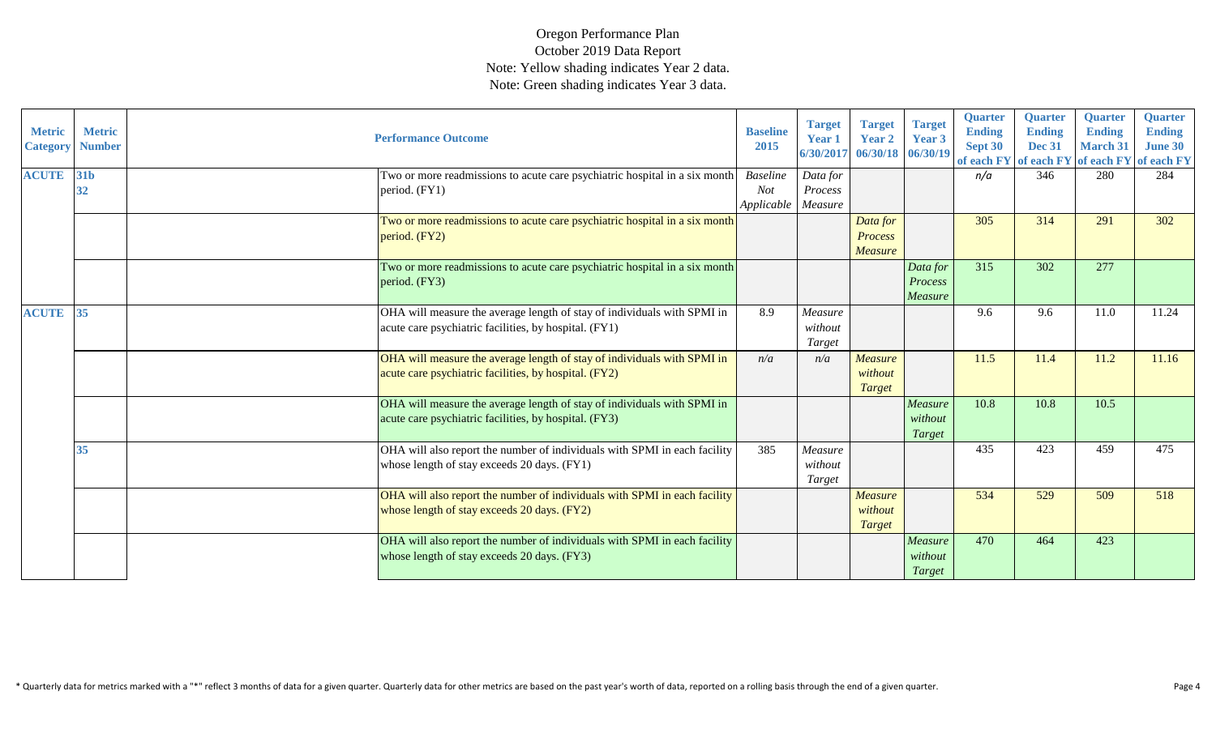# Oregon Performance Plan
October 2019 Data Report
Note: Yellow shading indicates Year 2 data.
Note: Green shading indicates Year 3 data.

| Metric Category | Metric Number | Performance Outcome | Baseline 2015 | Target Year 1 6/30/2017 | Target Year 2 06/30/18 | Target Year 3 06/30/19 | Quarter Ending Sept 30 of each FY | Quarter Ending Dec 31 of each FY | Quarter Ending March 31 of each FY | Quarter Ending June 30 of each FY |
|---|---|---|---|---|---|---|---|---|---|---|
| ACUTE | 31b 32 | Two or more readmissions to acute care psychiatric hospital in a six month period. (FY1) | *Baseline Not Applicable* | *Data for Process Measure* | | | *n/a* | 346 | 280 | 284 |
| | | Two or more readmissions to acute care psychiatric hospital in a six month period. (FY2) | | | *Data for Process Measure* | | 305 | 314 | 291 | 302 |
| | | Two or more readmissions to acute care psychiatric hospital in a six month period. (FY3) | | | | *Data for Process Measure* | 315 | 302 | 277 | |
| ACUTE | 35 | OHA will measure the average length of stay of individuals with SPMI in acute care psychiatric facilities, by hospital. (FY1) | 8.9 | *Measure without Target* | | | 9.6 | 9.6 | 11.0 | 11.24 |
| | | OHA will measure the average length of stay of individuals with SPMI in acute care psychiatric facilities, by hospital. (FY2) | *n/a* | *n/a* | *Measure without Target* | | 11.5 | 11.4 | 11.2 | 11.16 |
| | | OHA will measure the average length of stay of individuals with SPMI in acute care psychiatric facilities, by hospital. (FY3) | | | | *Measure without Target* | 10.8 | 10.8 | 10.5 | |
| | 35 | OHA will also report the number of individuals with SPMI in each facility whose length of stay exceeds 20 days. (FY1) | 385 | *Measure without Target* | | | 435 | 423 | 459 | 475 |
| | | OHA will also report the number of individuals with SPMI in each facility whose length of stay exceeds 20 days. (FY2) | | | *Measure without Target* | | 534 | 529 | 509 | 518 |
| | | OHA will also report the number of individuals with SPMI in each facility whose length of stay exceeds 20 days. (FY3) | | | | *Measure without Target* | 470 | 464 | 423 | |

* Quarterly data for metrics marked with a "*" reflect 3 months of data for a given quarter. Quarterly data for other metrics are based on the past year's worth of data, reported on a rolling basis through the end of a given quarter.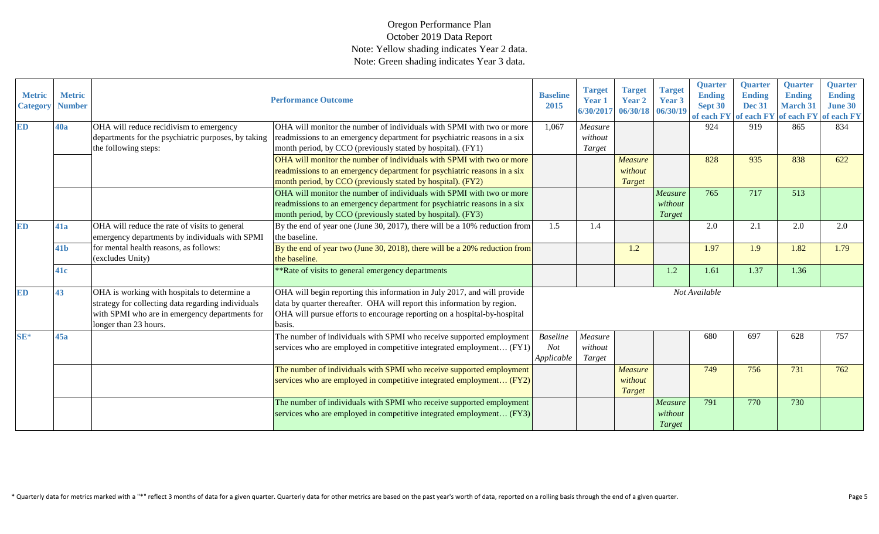# Oregon Performance Plan

October 2019 Data Report

Note: Yellow shading indicates Year 2 data.

Note: Green shading indicates Year 3 data.

| Metric Category | Metric Number | Performance Outcome | | Baseline 2015 | Target Year 1 6/30/2017 | Target Year 2 06/30/18 | Target Year 3 06/30/19 | Quarter Ending Sept 30 of each FY | Quarter Ending Dec 31 of each FY | Quarter Ending March 31 of each FY | Quarter Ending June 30 of each FY |
|---|---|---|---|---|---|---|---|---|---|---|---|
| ED | 40a | OHA will reduce recidivism to emergency departments for the psychiatric purposes, by taking the following steps: | OHA will monitor the number of individuals with SPMI with two or more readmissions to an emergency department for psychiatric reasons in a six month period, by CCO (previously stated by hospital). (FY1) | 1,067 | *Measure without Target* | | | 924 | 919 | 865 | 834 |
| | | | OHA will monitor the number of individuals with SPMI with two or more readmissions to an emergency department for psychiatric reasons in a six month period, by CCO (previously stated by hospital). (FY2) | | | *Measure without Target* | | 828 | 935 | 838 | 622 |
| | | | OHA will monitor the number of individuals with SPMI with two or more readmissions to an emergency department for psychiatric reasons in a six month period, by CCO (previously stated by hospital). (FY3) | | | | *Measure without Target* | 765 | 717 | 513 | |
| ED | 41a | OHA will reduce the rate of visits to general emergency departments by individuals with SPMI for mental health reasons, as follows: (excludes Unity) | By the end of year one (June 30, 2017), there will be a 10% reduction from the baseline. | 1.5 | 1.4 | | | 2.0 | 2.1 | 2.0 | 2.0 |
| | 41b | | By the end of year two (June 30, 2018), there will be a 20% reduction from the baseline. | | | 1.2 | | 1.97 | 1.9 | 1.82 | 1.79 |
| | 41c | | **Rate of visits to general emergency departments | | | | 1.2 | 1.61 | 1.37 | 1.36 | |
| ED | 43 | OHA is working with hospitals to determine a strategy for collecting data regarding individuals with SPMI who are in emergency departments for longer than 23 hours. | OHA will begin reporting this information in July 2017, and will provide data by quarter thereafter. OHA will report this information by region. OHA will pursue efforts to encourage reporting on a hospital-by-hospital basis. | *Not Available* | | | | | | | |
| SE* | 45a | | The number of individuals with SPMI who receive supported employment services who are employed in competitive integrated employment… (FY1) | *Baseline Not Applicable* | *Measure without Target* | | | 680 | 697 | 628 | 757 |
| | | | The number of individuals with SPMI who receive supported employment services who are employed in competitive integrated employment… (FY2) | | | *Measure without Target* | | 749 | 756 | 731 | 762 |
| | | | The number of individuals with SPMI who receive supported employment services who are employed in competitive integrated employment… (FY3) | | | | *Measure without Target* | 791 | 770 | 730 | |

* Quarterly data for metrics marked with a "*" reflect 3 months of data for a given quarter. Quarterly data for other metrics are based on the past year's worth of data, reported on a rolling basis through the end of a given quarter.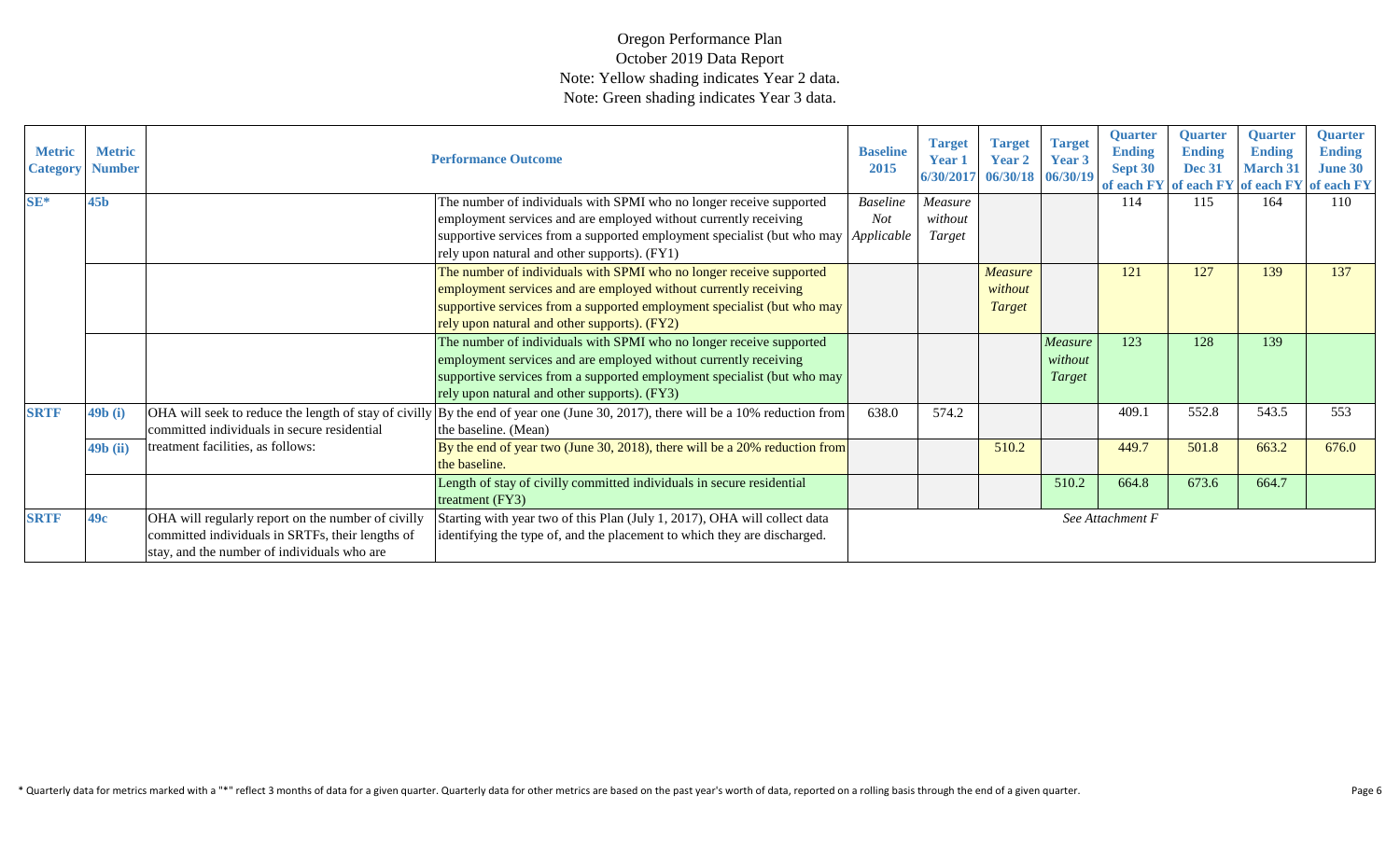Oregon Performance Plan
October 2019 Data Report
Note: Yellow shading indicates Year 2 data.
Note: Green shading indicates Year 3 data.

| Metric Category | Metric Number | Performance Outcome | | Baseline 2015 | Target Year 1 6/30/2017 | Target Year 2 06/30/18 | Target Year 3 06/30/19 | Quarter Ending Sept 30 of each FY | Quarter Ending Dec 31 of each FY | Quarter Ending March 31 of each FY | Quarter Ending June 30 of each FY |
|---|---|---|---|---|---|---|---|---|---|---|---|
| SE* | 45b | | The number of individuals with SPMI who no longer receive supported employment services and are employed without currently receiving supportive services from a supported employment specialist (but who may rely upon natural and other supports). (FY1) | *Baseline Not Applicable* | *Measure without Target* | | | 114 | 115 | 164 | 110 |
| | | | The number of individuals with SPMI who no longer receive supported employment services and are employed without currently receiving supportive services from a supported employment specialist (but who may rely upon natural and other supports). (FY2) | | | *Measure without Target* | | 121 | 127 | 139 | 137 |
| | | | The number of individuals with SPMI who no longer receive supported employment services and are employed without currently receiving supportive services from a supported employment specialist (but who may rely upon natural and other supports). (FY3) | | | | *Measure without Target* | 123 | 128 | 139 | |
| SRTF | 49b (i) | OHA will seek to reduce the length of stay of civilly committed individuals in secure residential treatment facilities, as follows: | By the end of year one (June 30, 2017), there will be a 10% reduction from the baseline. (Mean) | 638.0 | 574.2 | | | 409.1 | 552.8 | 543.5 | 553 |
| | 49b (ii) | | By the end of year two (June 30, 2018), there will be a 20% reduction from the baseline. | | | 510.2 | | 449.7 | 501.8 | 663.2 | 676.0 |
| | | | Length of stay of civilly committed individuals in secure residential treatment (FY3) | | | | 510.2 | 664.8 | 673.6 | 664.7 | |
| SRTF | 49c | OHA will regularly report on the number of civilly committed individuals in SRTFs, their lengths of stay, and the number of individuals who are | Starting with year two of this Plan (July 1, 2017), OHA will collect data identifying the type of, and the placement to which they are discharged. | *See Attachment F* | | | | | | | |

\* Quarterly data for metrics marked with a "*" reflect 3 months of data for a given quarter. Quarterly data for other metrics are based on the past year's worth of data, reported on a rolling basis through the end of a given quarter.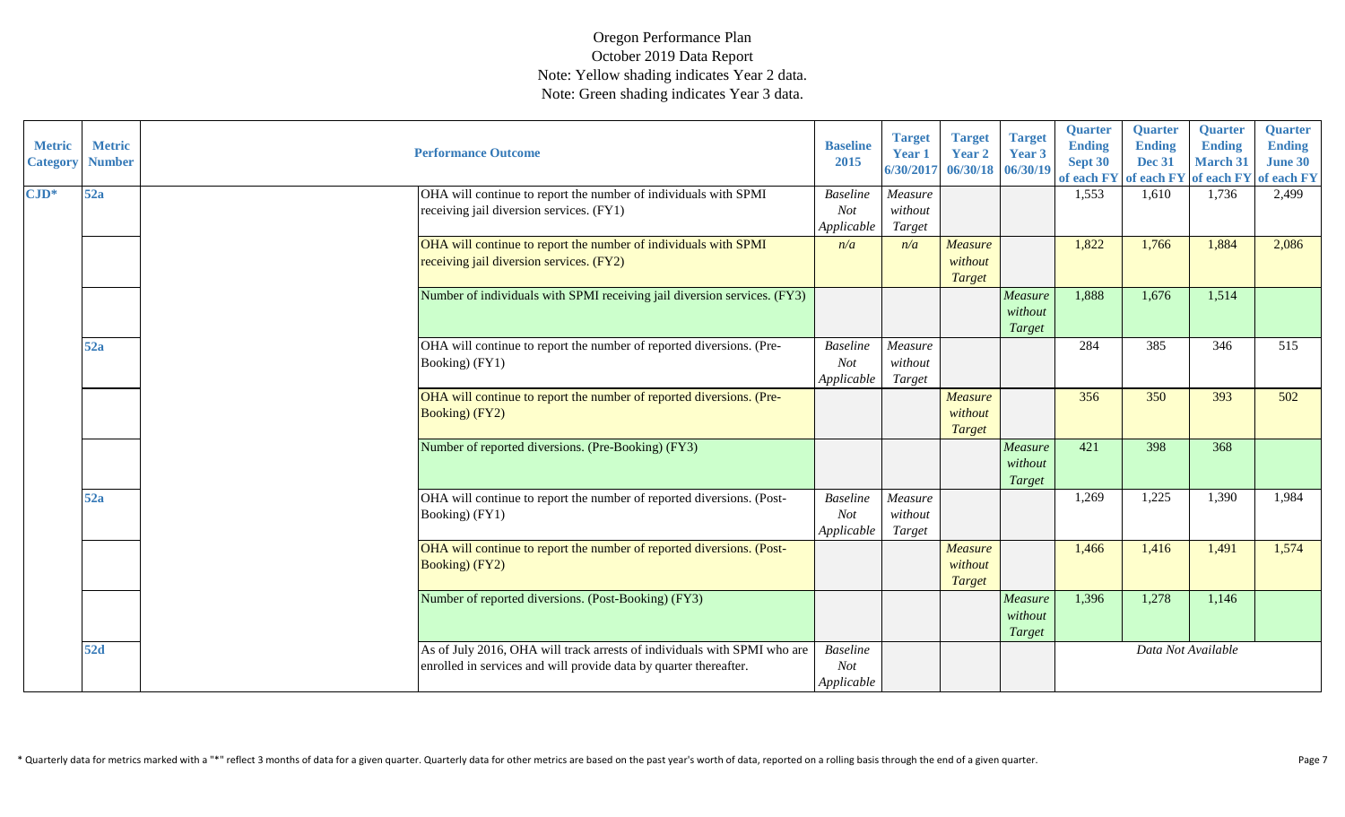Oregon Performance Plan
October 2019 Data Report
Note: Yellow shading indicates Year 2 data.
Note: Green shading indicates Year 3 data.

| Metric Category | Metric Number | Performance Outcome | Baseline 2015 | Target Year 1 6/30/2017 | Target Year 2 06/30/18 | Target Year 3 06/30/19 | Quarter Ending Sept 30 of each FY | Quarter Ending Dec 31 of each FY | Quarter Ending March 31 of each FY | Quarter Ending June 30 of each FY |
|---|---|---|---|---|---|---|---|---|---|---|
| CJD* | 52a | OHA will continue to report the number of individuals with SPMI receiving jail diversion services. (FY1) | *Baseline Not Applicable* | *Measure without Target* | | | 1,553 | 1,610 | 1,736 | 2,499 |
| | | OHA will continue to report the number of individuals with SPMI receiving jail diversion services. (FY2) | *n/a* | *n/a* | *Measure without Target* | | 1,822 | 1,766 | 1,884 | 2,086 |
| | | Number of individuals with SPMI receiving jail diversion services. (FY3) | | | | *Measure without Target* | 1,888 | 1,676 | 1,514 | |
| | 52a | OHA will continue to report the number of reported diversions. (Pre-Booking) (FY1) | *Baseline Not Applicable* | *Measure without Target* | | | 284 | 385 | 346 | 515 |
| | | OHA will continue to report the number of reported diversions. (Pre-Booking) (FY2) | | | *Measure without Target* | | 356 | 350 | 393 | 502 |
| | | Number of reported diversions. (Pre-Booking) (FY3) | | | | *Measure without Target* | 421 | 398 | 368 | |
| | 52a | OHA will continue to report the number of reported diversions. (Post-Booking) (FY1) | *Baseline Not Applicable* | *Measure without Target* | | | 1,269 | 1,225 | 1,390 | 1,984 |
| | | OHA will continue to report the number of reported diversions. (Post-Booking) (FY2) | | | *Measure without Target* | | 1,466 | 1,416 | 1,491 | 1,574 |
| | | Number of reported diversions. (Post-Booking) (FY3) | | | | *Measure without Target* | 1,396 | 1,278 | 1,146 | |
| | 52d | As of July 2016, OHA will track arrests of individuals with SPMI who are enrolled in services and will provide data by quarter thereafter. | *Baseline Not Applicable* | | | | *Data Not Available* | | | |

\* Quarterly data for metrics marked with a "*" reflect 3 months of data for a given quarter. Quarterly data for other metrics are based on the past year's worth of data, reported on a rolling basis through the end of a given quarter.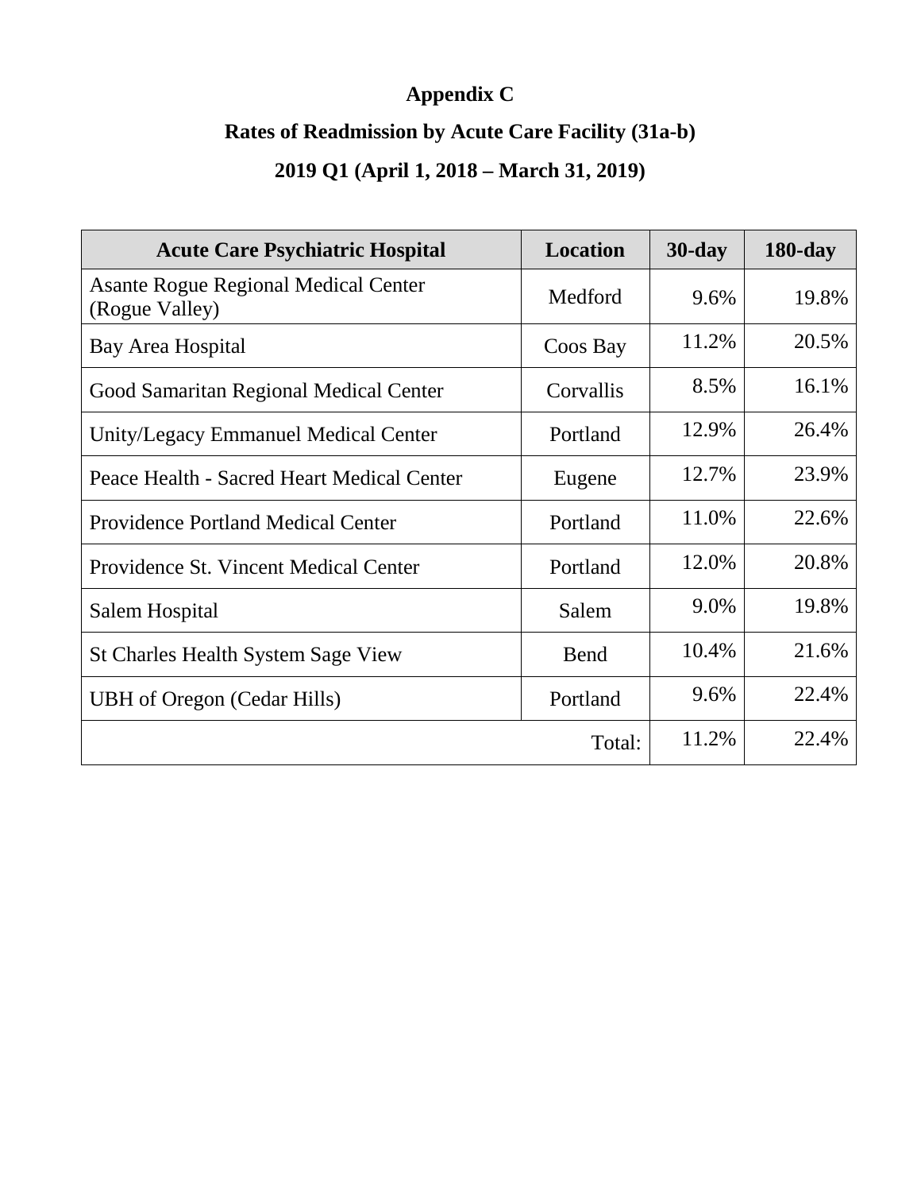# Appendix C

## Rates of Readmission by Acute Care Facility (31a-b)

## 2019 Q1 (April 1, 2018 – March 31, 2019)

| Acute Care Psychiatric Hospital | Location | 30-day | 180-day |
|---|---|---|---|
| Asante Rogue Regional Medical Center (Rogue Valley) | Medford | 9.6% | 19.8% |
| Bay Area Hospital | Coos Bay | 11.2% | 20.5% |
| Good Samaritan Regional Medical Center | Corvallis | 8.5% | 16.1% |
| Unity/Legacy Emmanuel Medical Center | Portland | 12.9% | 26.4% |
| Peace Health - Sacred Heart Medical Center | Eugene | 12.7% | 23.9% |
| Providence Portland Medical Center | Portland | 11.0% | 22.6% |
| Providence St. Vincent Medical Center | Portland | 12.0% | 20.8% |
| Salem Hospital | Salem | 9.0% | 19.8% |
| St Charles Health System Sage View | Bend | 10.4% | 21.6% |
| UBH of Oregon (Cedar Hills) | Portland | 9.6% | 22.4% |
| | Total: | 11.2% | 22.4% |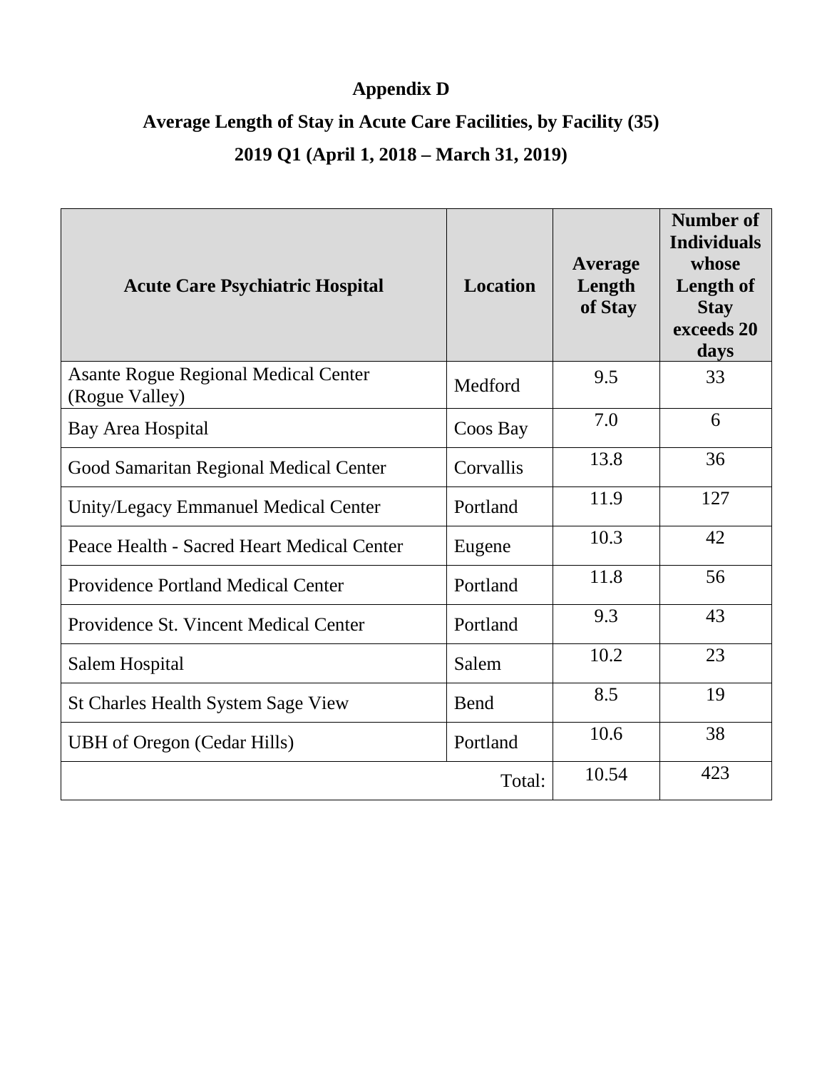**Appendix D**

**Average Length of Stay in Acute Care Facilities, by Facility (35)**

**2019 Q1 (April 1, 2018 – March 31, 2019)**

| Acute Care Psychiatric Hospital | Location | Average Length of Stay | Number of Individuals whose Length of Stay exceeds 20 days |
|---|---|---|---|
| Asante Rogue Regional Medical Center (Rogue Valley) | Medford | 9.5 | 33 |
| Bay Area Hospital | Coos Bay | 7.0 | 6 |
| Good Samaritan Regional Medical Center | Corvallis | 13.8 | 36 |
| Unity/Legacy Emmanuel Medical Center | Portland | 11.9 | 127 |
| Peace Health - Sacred Heart Medical Center | Eugene | 10.3 | 42 |
| Providence Portland Medical Center | Portland | 11.8 | 56 |
| Providence St. Vincent Medical Center | Portland | 9.3 | 43 |
| Salem Hospital | Salem | 10.2 | 23 |
| St Charles Health System Sage View | Bend | 8.5 | 19 |
| UBH of Oregon (Cedar Hills) | Portland | 10.6 | 38 |
| | Total: | 10.54 | 423 |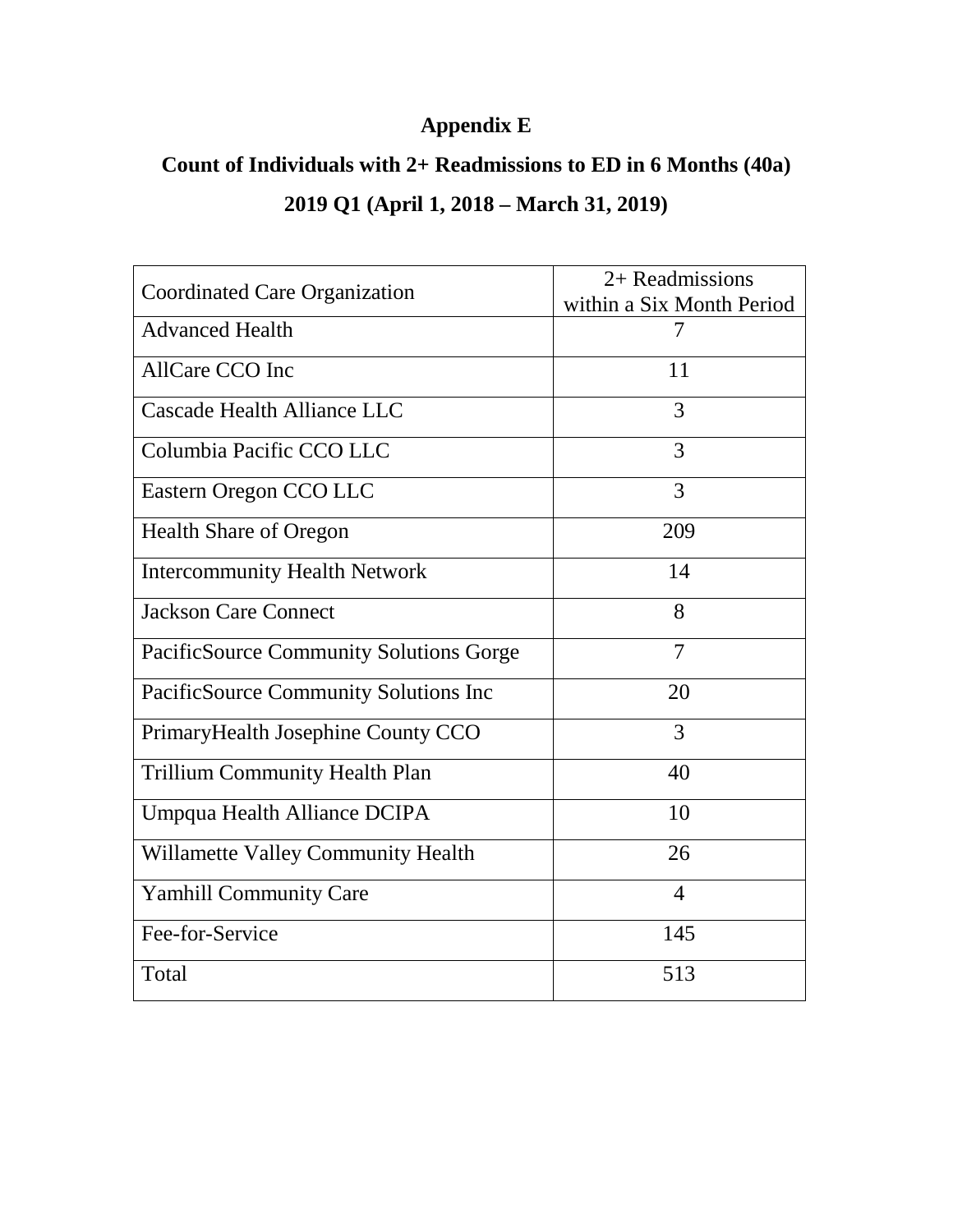# Appendix E

## Count of Individuals with 2+ Readmissions to ED in 6 Months (40a)

## 2019 Q1 (April 1, 2018 – March 31, 2019)

| Coordinated Care Organization | 2+ Readmissions within a Six Month Period |
|---|---|
| Advanced Health | 7 |
| AllCare CCO Inc | 11 |
| Cascade Health Alliance LLC | 3 |
| Columbia Pacific CCO LLC | 3 |
| Eastern Oregon CCO LLC | 3 |
| Health Share of Oregon | 209 |
| Intercommunity Health Network | 14 |
| Jackson Care Connect | 8 |
| PacificSource Community Solutions Gorge | 7 |
| PacificSource Community Solutions Inc | 20 |
| PrimaryHealth Josephine County CCO | 3 |
| Trillium Community Health Plan | 40 |
| Umpqua Health Alliance DCIPA | 10 |
| Willamette Valley Community Health | 26 |
| Yamhill Community Care | 4 |
| Fee-for-Service | 145 |
| Total | 513 |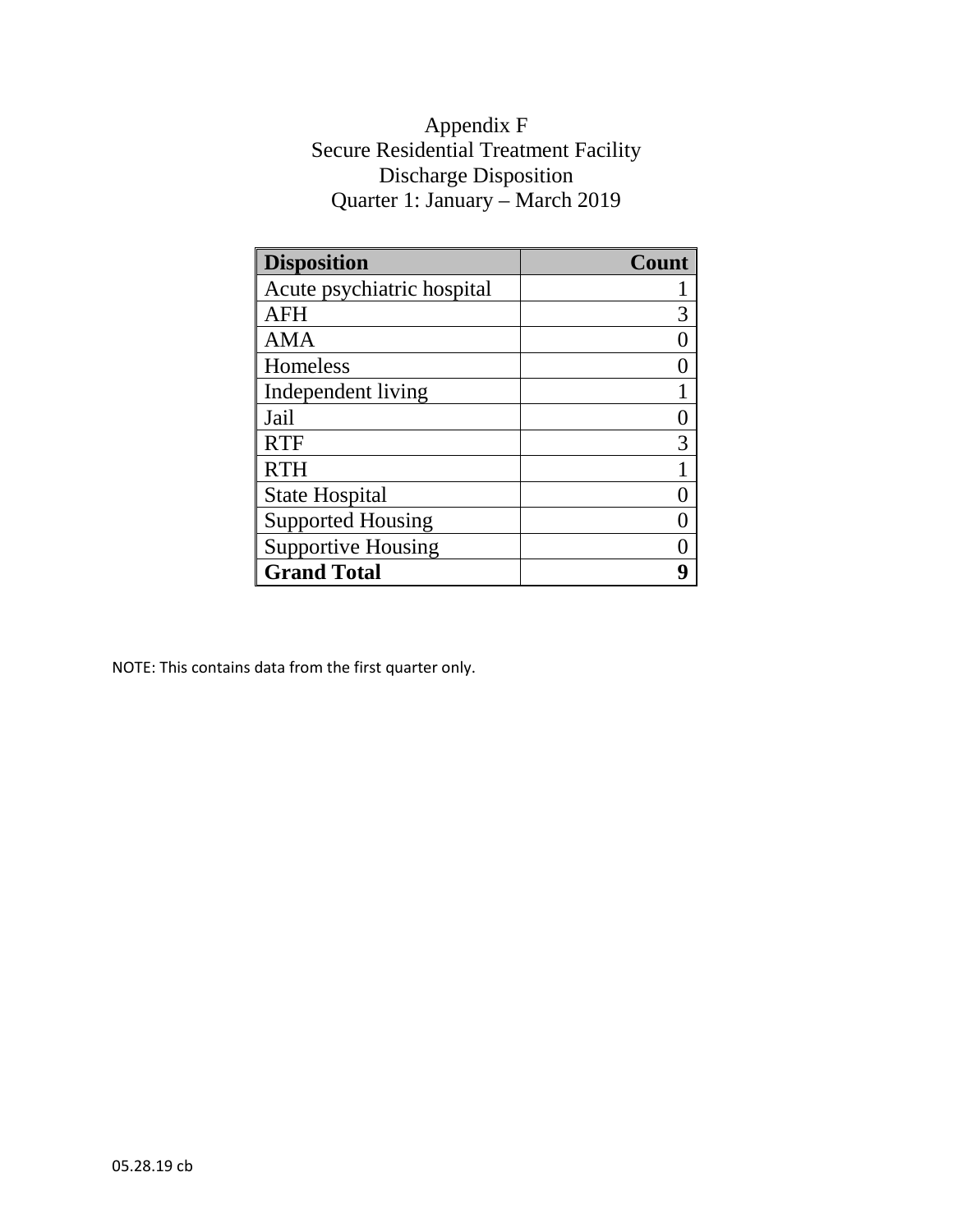# Appendix F
## Secure Residential Treatment Facility
## Discharge Disposition
## Quarter 1: January – March 2019

| Disposition | Count |
|---|---:|
| Acute psychiatric hospital | 1 |
| AFH | 3 |
| AMA | 0 |
| Homeless | 0 |
| Independent living | 1 |
| Jail | 0 |
| RTF | 3 |
| RTH | 1 |
| State Hospital | 0 |
| Supported Housing | 0 |
| Supportive Housing | 0 |
| **Grand Total** | **9** |

NOTE: This contains data from the first quarter only.

05.28.19 cb